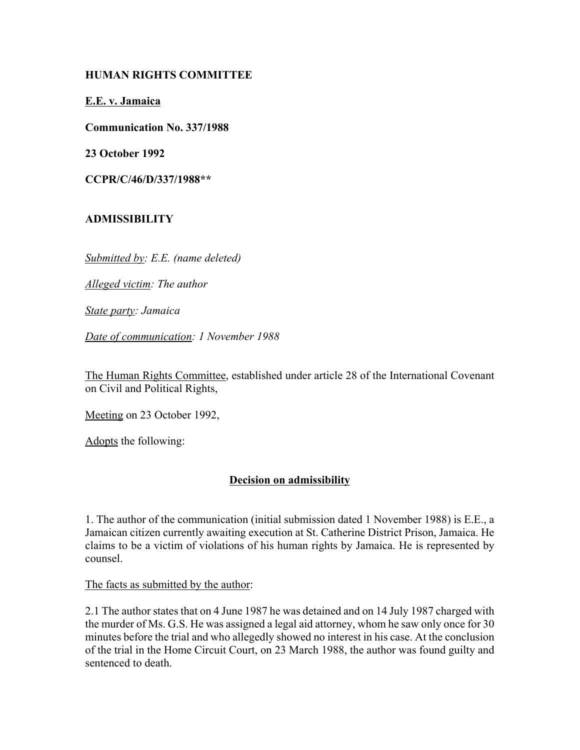**HUMAN RIGHTS COMMITTEE**

**E.E. v. Jamaica**

**Communication No. 337/1988**

**23 October 1992**

**CCPR/C/46/D/337/1988****

**ADMISSIBILITY**

*Submitted by: E.E. (name deleted)*

*Alleged victim: The author*

*State party: Jamaica*

*Date of communication: 1 November 1988*

The Human Rights Committee, established under article 28 of the International Covenant on Civil and Political Rights,

Meeting on 23 October 1992,

Adopts the following:

**Decision on admissibility**

1. The author of the communication (initial submission dated 1 November 1988) is E.E., a Jamaican citizen currently awaiting execution at St. Catherine District Prison, Jamaica. He claims to be a victim of violations of his human rights by Jamaica. He is represented by counsel.

The facts as submitted by the author:

2.1 The author states that on 4 June 1987 he was detained and on 14 July 1987 charged with the murder of Ms. G.S. He was assigned a legal aid attorney, whom he saw only once for 30 minutes before the trial and who allegedly showed no interest in his case. At the conclusion of the trial in the Home Circuit Court, on 23 March 1988, the author was found guilty and sentenced to death.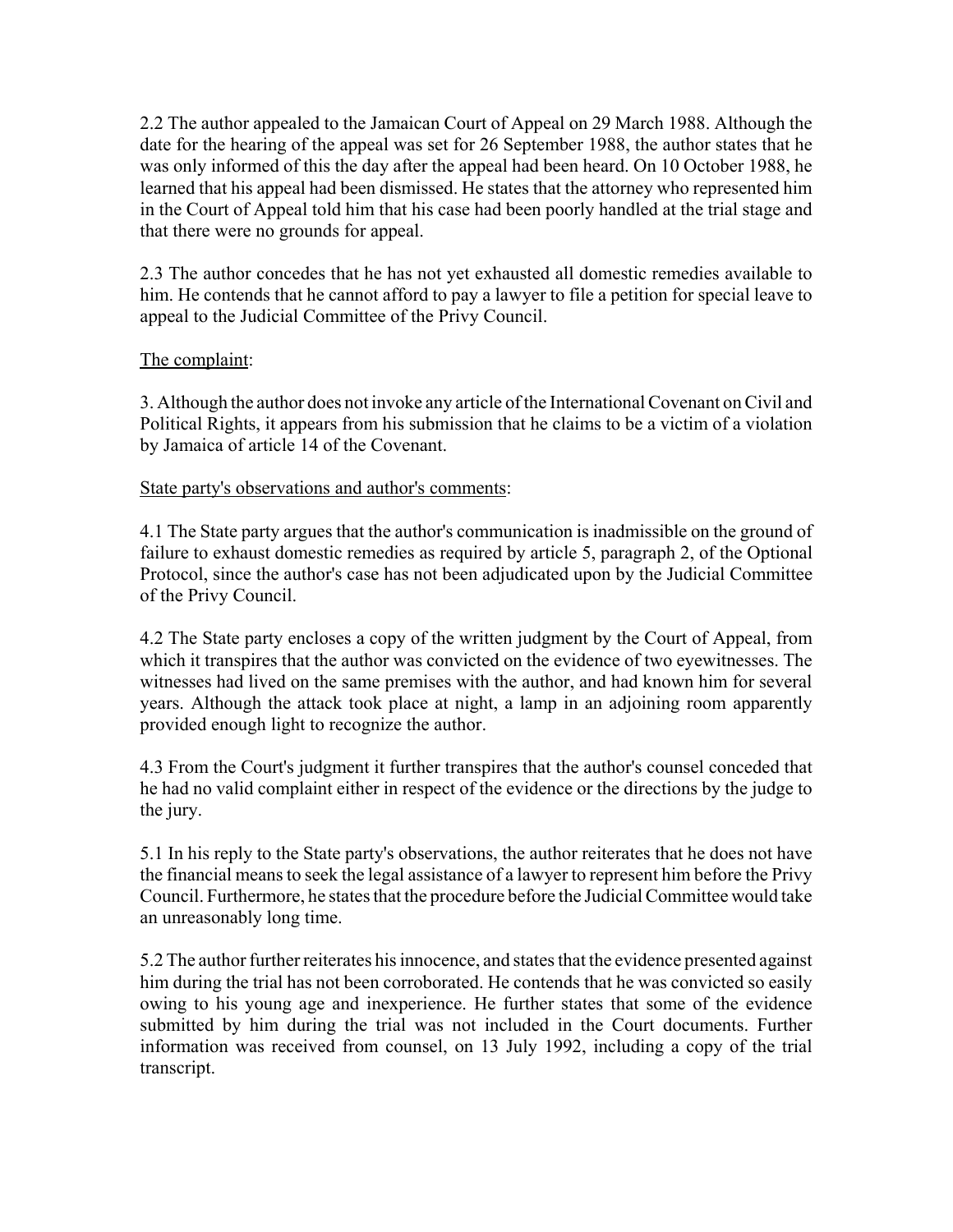2.2 The author appealed to the Jamaican Court of Appeal on 29 March 1988. Although the date for the hearing of the appeal was set for 26 September 1988, the author states that he was only informed of this the day after the appeal had been heard. On 10 October 1988, he learned that his appeal had been dismissed. He states that the attorney who represented him in the Court of Appeal told him that his case had been poorly handled at the trial stage and that there were no grounds for appeal.

2.3 The author concedes that he has not yet exhausted all domestic remedies available to him. He contends that he cannot afford to pay a lawyer to file a petition for special leave to appeal to the Judicial Committee of the Privy Council.

The complaint:

3. Although the author does not invoke any article of the International Covenant on Civil and Political Rights, it appears from his submission that he claims to be a victim of a violation by Jamaica of article 14 of the Covenant.

State party's observations and author's comments:

4.1 The State party argues that the author's communication is inadmissible on the ground of failure to exhaust domestic remedies as required by article 5, paragraph 2, of the Optional Protocol, since the author's case has not been adjudicated upon by the Judicial Committee of the Privy Council.

4.2 The State party encloses a copy of the written judgment by the Court of Appeal, from which it transpires that the author was convicted on the evidence of two eyewitnesses. The witnesses had lived on the same premises with the author, and had known him for several years. Although the attack took place at night, a lamp in an adjoining room apparently provided enough light to recognize the author.

4.3 From the Court's judgment it further transpires that the author's counsel conceded that he had no valid complaint either in respect of the evidence or the directions by the judge to the jury.

5.1 In his reply to the State party's observations, the author reiterates that he does not have the financial means to seek the legal assistance of a lawyer to represent him before the Privy Council. Furthermore, he states that the procedure before the Judicial Committee would take an unreasonably long time.

5.2 The author further reiterates his innocence, and states that the evidence presented against him during the trial has not been corroborated. He contends that he was convicted so easily owing to his young age and inexperience. He further states that some of the evidence submitted by him during the trial was not included in the Court documents. Further information was received from counsel, on 13 July 1992, including a copy of the trial transcript.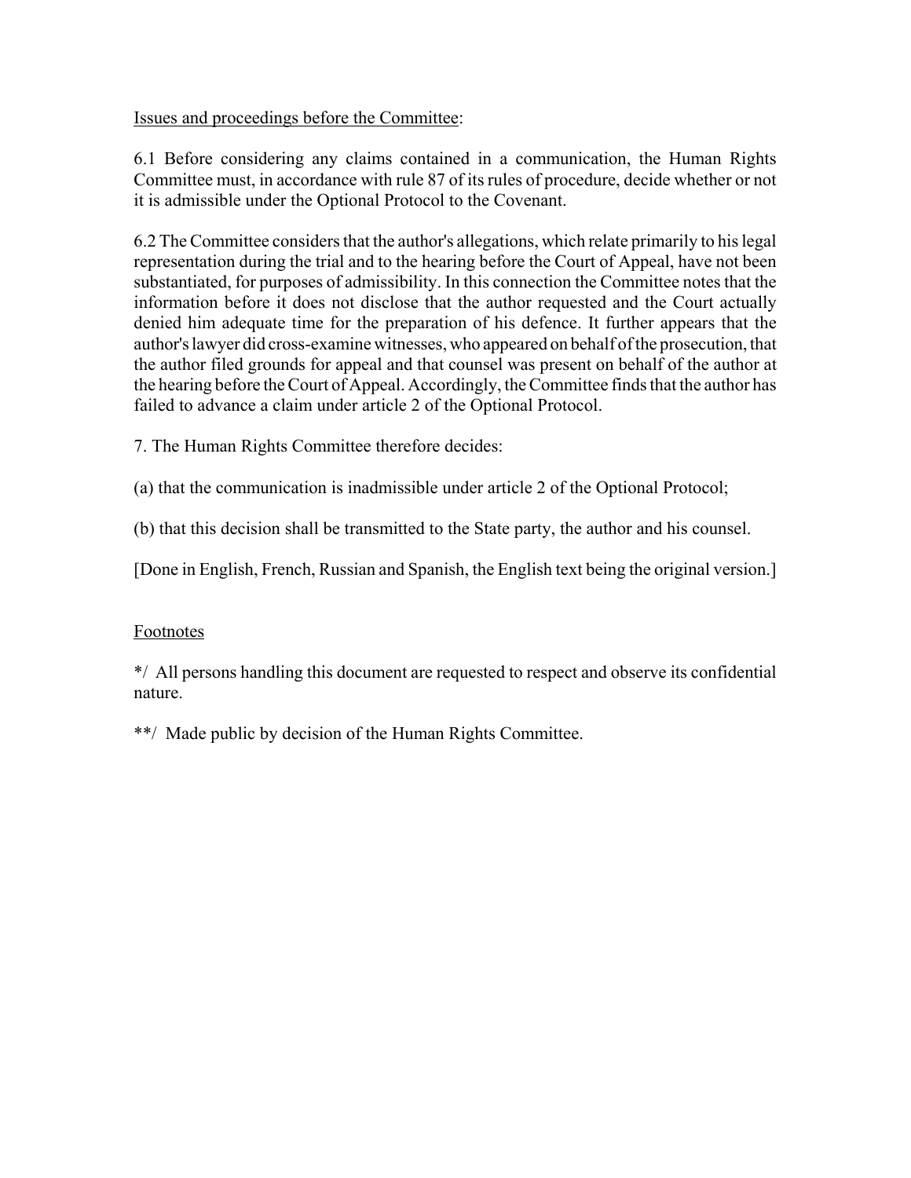Issues and proceedings before the Committee:

6.1 Before considering any claims contained in a communication, the Human Rights Committee must, in accordance with rule 87 of its rules of procedure, decide whether or not it is admissible under the Optional Protocol to the Covenant.

6.2 The Committee considers that the author's allegations, which relate primarily to his legal representation during the trial and to the hearing before the Court of Appeal, have not been substantiated, for purposes of admissibility. In this connection the Committee notes that the information before it does not disclose that the author requested and the Court actually denied him adequate time for the preparation of his defence. It further appears that the author's lawyer did cross-examine witnesses, who appeared on behalf of the prosecution, that the author filed grounds for appeal and that counsel was present on behalf of the author at the hearing before the Court of Appeal. Accordingly, the Committee finds that the author has failed to advance a claim under article 2 of the Optional Protocol.

7. The Human Rights Committee therefore decides:

(a) that the communication is inadmissible under article 2 of the Optional Protocol;

(b) that this decision shall be transmitted to the State party, the author and his counsel.

[Done in English, French, Russian and Spanish, the English text being the original version.]

Footnotes

*/ All persons handling this document are requested to respect and observe its confidential nature.

**/ Made public by decision of the Human Rights Committee.